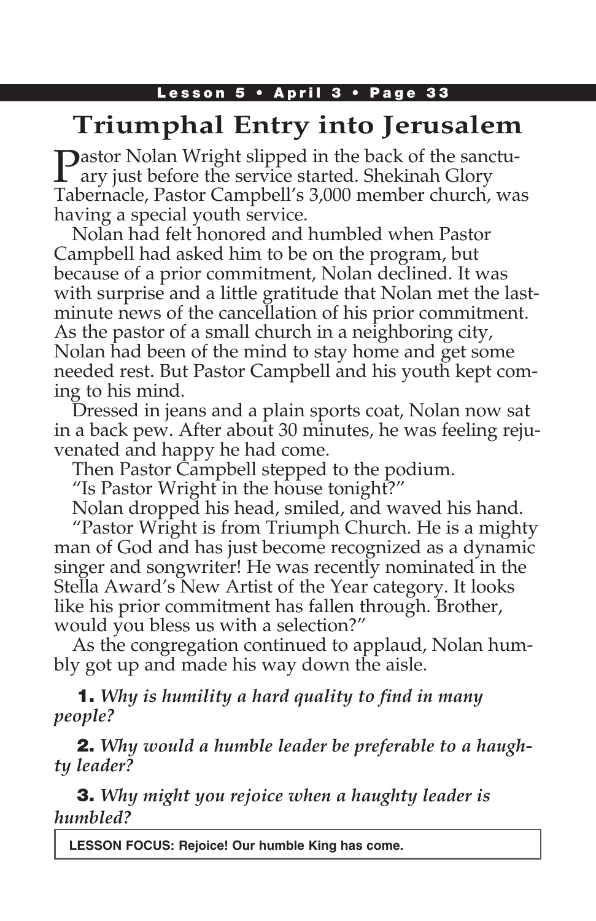# Triumphal Entry into Jerusalem

Pastor Nolan Wright slipped in the back of the sanctuary just before the service started. Shekinah Glory Tabernacle, Pastor Campbell's 3,000 member church, was having a special youth service.

Nolan had felt honored and humbled when Pastor Campbell had asked him to be on the program, but because of a prior commitment, Nolan declined. It was with surprise and a little gratitude that Nolan met the last-minute news of the cancellation of his prior commitment. As the pastor of a small church in a neighboring city, Nolan had been of the mind to stay home and get some needed rest. But Pastor Campbell and his youth kept coming to his mind.

Dressed in jeans and a plain sports coat, Nolan now sat in a back pew. After about 30 minutes, he was feeling rejuvenated and happy he had come.

Then Pastor Campbell stepped to the podium.

"Is Pastor Wright in the house tonight?"

Nolan dropped his head, smiled, and waved his hand.

"Pastor Wright is from Triumph Church. He is a mighty man of God and has just become recognized as a dynamic singer and songwriter! He was recently nominated in the Stella Award's New Artist of the Year category. It looks like his prior commitment has fallen through. Brother, would you bless us with a selection?"

As the congregation continued to applaud, Nolan humbly got up and made his way down the aisle.

**1.** *Why is humility a hard quality to find in many people?*

**2.** *Why would a humble leader be preferable to a haughty leader?*

**3.** *Why might you rejoice when a haughty leader is humbled?*

**LESSON FOCUS: Rejoice! Our humble King has come.**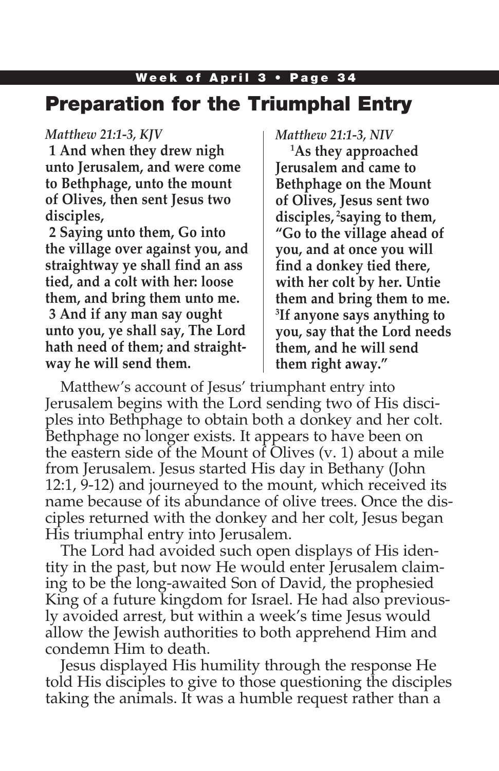# Preparation for the Triumphal Entry

*Matthew 21:1-3, KJV*

**1 And when they drew nigh unto Jerusalem, and were come to Bethphage, unto the mount of Olives, then sent Jesus two disciples,**

**2 Saying unto them, Go into the village over against you, and straightway ye shall find an ass tied, and a colt with her: loose them, and bring them unto me.**

**3 And if any man say ought unto you, ye shall say, The Lord hath need of them; and straightway he will send them.**

*Matthew 21:1-3, NIV*

**[1]As they approached Jerusalem and came to Bethphage on the Mount of Olives, Jesus sent two disciples, [2]saying to them, "Go to the village ahead of you, and at once you will find a donkey tied there, with her colt by her. Untie them and bring them to me. [3]If anyone says anything to you, say that the Lord needs them, and he will send them right away."**

Matthew's account of Jesus' triumphant entry into Jerusalem begins with the Lord sending two of His disciples into Bethphage to obtain both a donkey and her colt. Bethphage no longer exists. It appears to have been on the eastern side of the Mount of Olives (v. 1) about a mile from Jerusalem. Jesus started His day in Bethany (John 12:1, 9-12) and journeyed to the mount, which received its name because of its abundance of olive trees. Once the disciples returned with the donkey and her colt, Jesus began His triumphal entry into Jerusalem.

The Lord had avoided such open displays of His identity in the past, but now He would enter Jerusalem claiming to be the long-awaited Son of David, the prophesied King of a future kingdom for Israel. He had also previously avoided arrest, but within a week's time Jesus would allow the Jewish authorities to both apprehend Him and condemn Him to death.

Jesus displayed His humility through the response He told His disciples to give to those questioning the disciples taking the animals. It was a humble request rather than a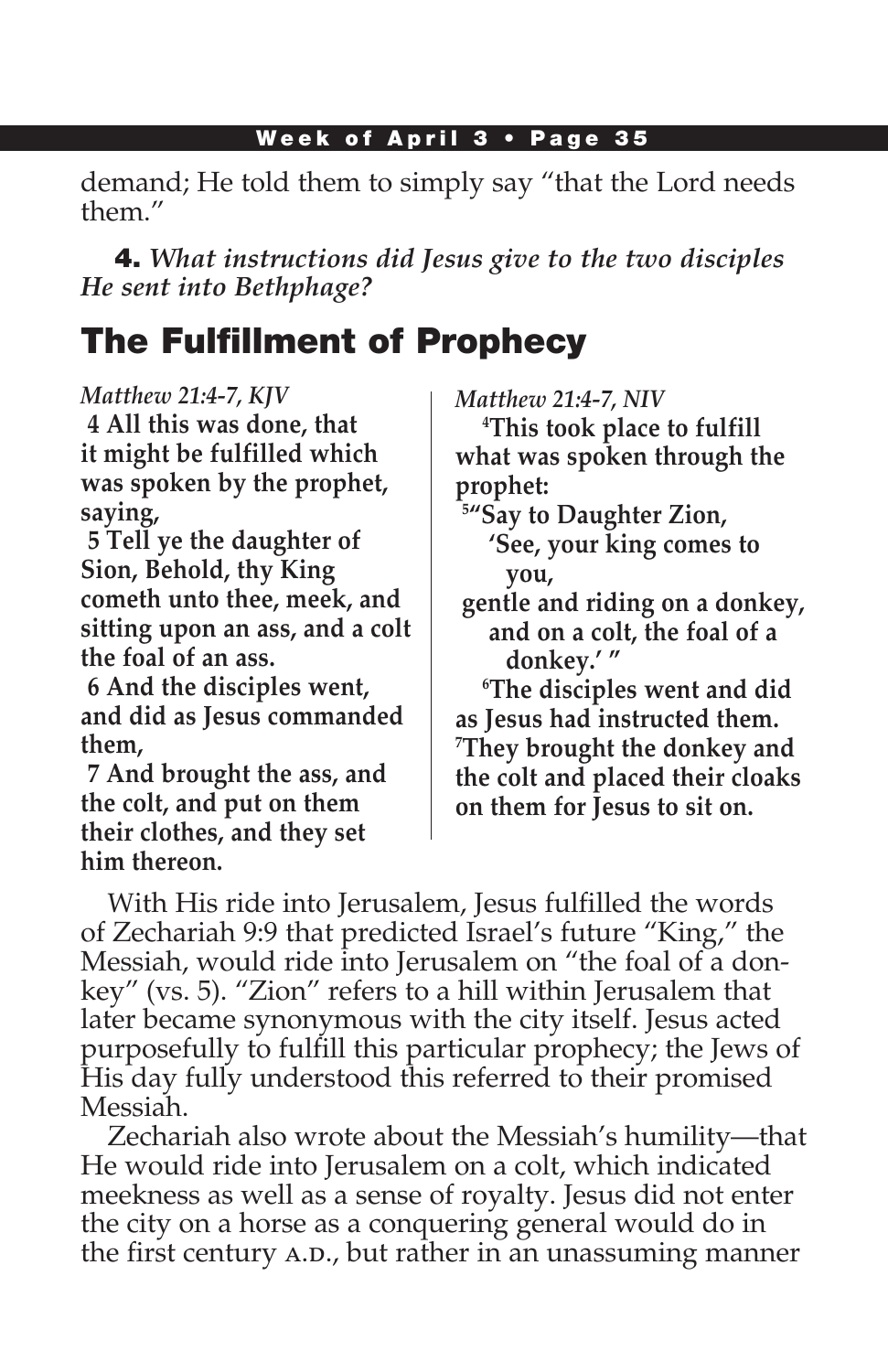demand; He told them to simply say "that the Lord needs them."

**4.** ***What instructions did Jesus give to the two disciples He sent into Bethphage?***

## The Fulfillment of Prophecy

*Matthew 21:4-7, KJV*

**4 All this was done, that it might be fulfilled which was spoken by the prophet, saying,**

**5 Tell ye the daughter of Sion, Behold, thy King cometh unto thee, meek, and sitting upon an ass, and a colt the foal of an ass.**

**6 And the disciples went, and did as Jesus commanded them,**

**7 And brought the ass, and the colt, and put on them their clothes, and they set him thereon.**

*Matthew 21:4-7, NIV*

**4This took place to fulfill what was spoken through the prophet:**

**5"Say to Daughter Zion,**
**'See, your king comes to you,**
**gentle and riding on a donkey,**
**and on a colt, the foal of a donkey.' "**

**6The disciples went and did as Jesus had instructed them. 7They brought the donkey and the colt and placed their cloaks on them for Jesus to sit on.**

With His ride into Jerusalem, Jesus fulfilled the words of Zechariah 9:9 that predicted Israel's future "King," the Messiah, would ride into Jerusalem on "the foal of a donkey" (vs. 5). "Zion" refers to a hill within Jerusalem that later became synonymous with the city itself. Jesus acted purposefully to fulfill this particular prophecy; the Jews of His day fully understood this referred to their promised Messiah.

Zechariah also wrote about the Messiah's humility—that He would ride into Jerusalem on a colt, which indicated meekness as well as a sense of royalty. Jesus did not enter the city on a horse as a conquering general would do in the first century A.D., but rather in an unassuming manner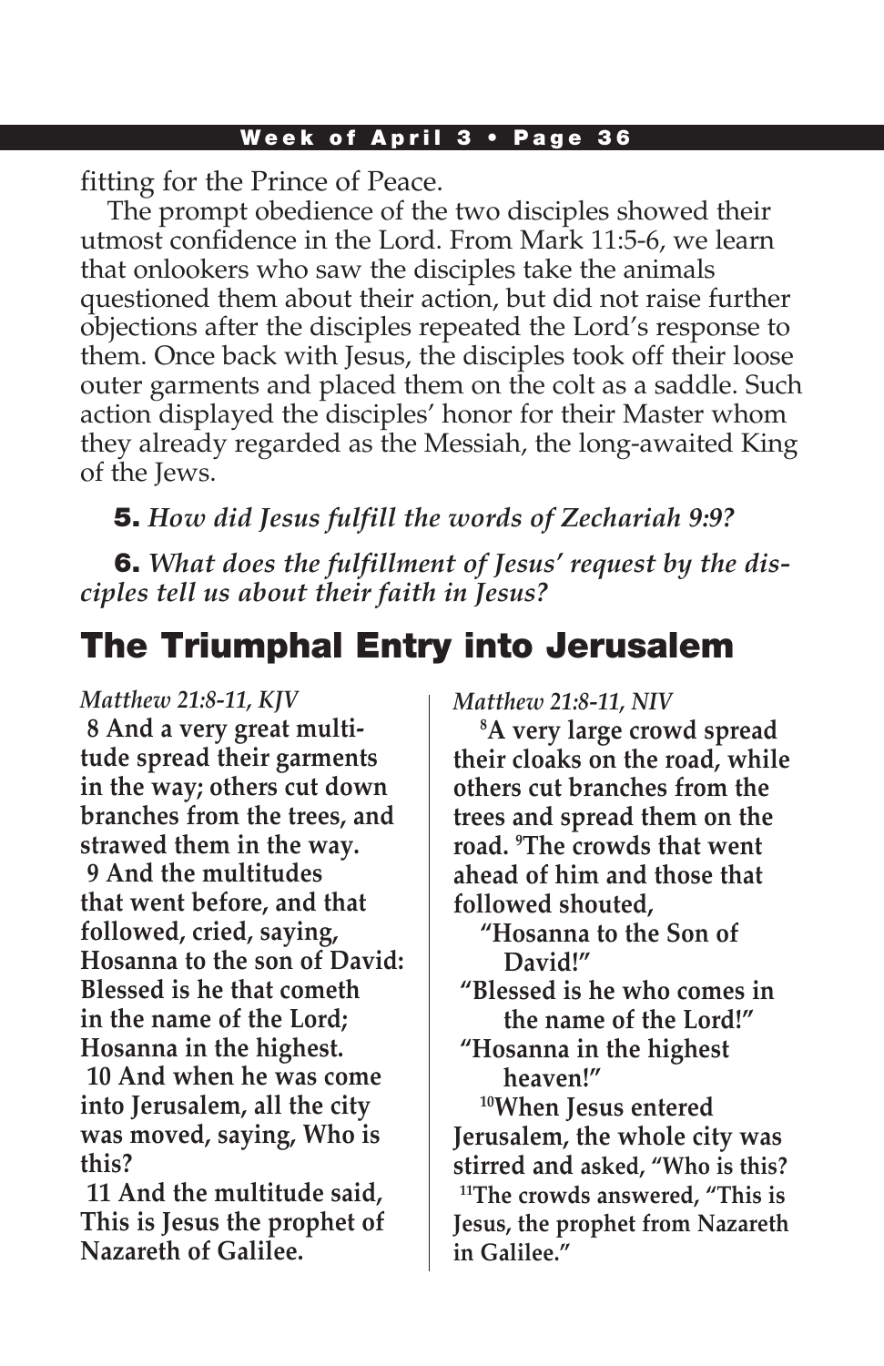fitting for the Prince of Peace.

The prompt obedience of the two disciples showed their utmost confidence in the Lord. From Mark 11:5-6, we learn that onlookers who saw the disciples take the animals questioned them about their action, but did not raise further objections after the disciples repeated the Lord's response to them. Once back with Jesus, the disciples took off their loose outer garments and placed them on the colt as a saddle. Such action displayed the disciples' honor for their Master whom they already regarded as the Messiah, the long-awaited King of the Jews.

**5.** ***How did Jesus fulfill the words of Zechariah 9:9?***

**6.** ***What does the fulfillment of Jesus' request by the disciples tell us about their faith in Jesus?***

## The Triumphal Entry into Jerusalem

*Matthew 21:8-11, KJV*

**8 And a very great multitude spread their garments in the way; others cut down branches from the trees, and strawed them in the way.**

**9 And the multitudes that went before, and that followed, cried, saying, Hosanna to the son of David: Blessed is he that cometh in the name of the Lord; Hosanna in the highest.**

**10 And when he was come into Jerusalem, all the city was moved, saying, Who is this?**

**11 And the multitude said, This is Jesus the prophet of Nazareth of Galilee.**

*Matthew 21:8-11, NIV*

**8A very large crowd spread their cloaks on the road, while others cut branches from the trees and spread them on the road. 9The crowds that went ahead of him and those that followed shouted,**

**"Hosanna to the Son of David!"**

**"Blessed is he who comes in the name of the Lord!"**

**"Hosanna in the highest heaven!"**

**10When Jesus entered Jerusalem, the whole city was stirred and asked, "Who is this?**

**11The crowds answered, "This is Jesus, the prophet from Nazareth in Galilee."**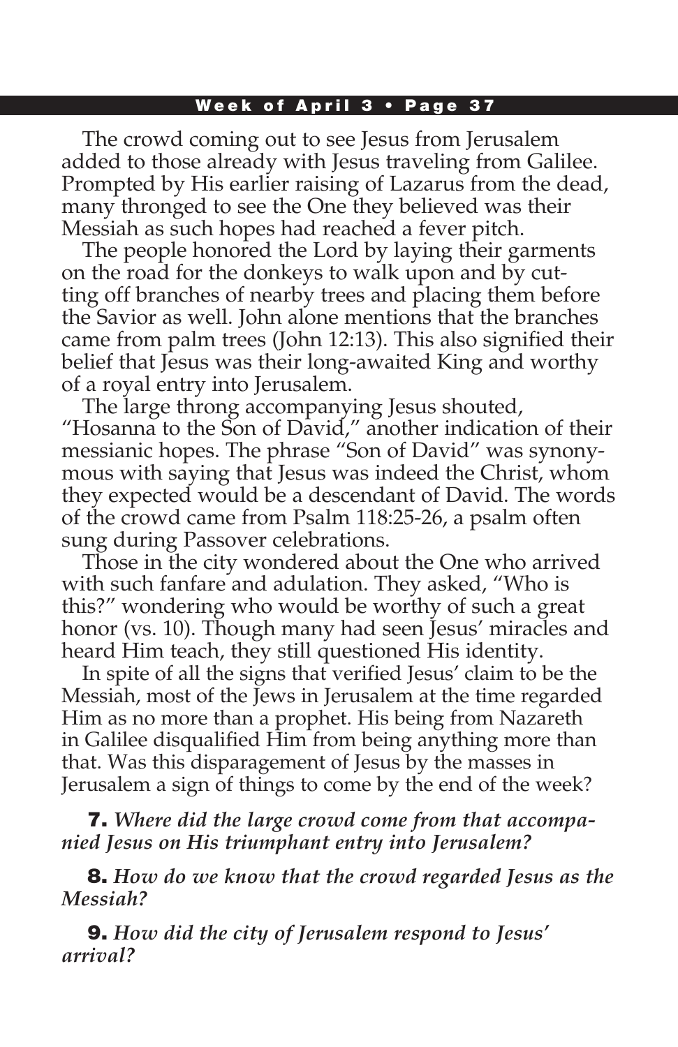The crowd coming out to see Jesus from Jerusalem added to those already with Jesus traveling from Galilee. Prompted by His earlier raising of Lazarus from the dead, many thronged to see the One they believed was their Messiah as such hopes had reached a fever pitch.

The people honored the Lord by laying their garments on the road for the donkeys to walk upon and by cutting off branches of nearby trees and placing them before the Savior as well. John alone mentions that the branches came from palm trees (John 12:13). This also signified their belief that Jesus was their long-awaited King and worthy of a royal entry into Jerusalem.

The large throng accompanying Jesus shouted, "Hosanna to the Son of David," another indication of their messianic hopes. The phrase "Son of David" was synonymous with saying that Jesus was indeed the Christ, whom they expected would be a descendant of David. The words of the crowd came from Psalm 118:25-26, a psalm often sung during Passover celebrations.

Those in the city wondered about the One who arrived with such fanfare and adulation. They asked, "Who is this?" wondering who would be worthy of such a great honor (vs. 10). Though many had seen Jesus' miracles and heard Him teach, they still questioned His identity.

In spite of all the signs that verified Jesus' claim to be the Messiah, most of the Jews in Jerusalem at the time regarded Him as no more than a prophet. His being from Nazareth in Galilee disqualified Him from being anything more than that. Was this disparagement of Jesus by the masses in Jerusalem a sign of things to come by the end of the week?

**7.** ***Where did the large crowd come from that accompanied Jesus on His triumphant entry into Jerusalem?***

**8.** ***How do we know that the crowd regarded Jesus as the Messiah?***

**9.** ***How did the city of Jerusalem respond to Jesus' arrival?***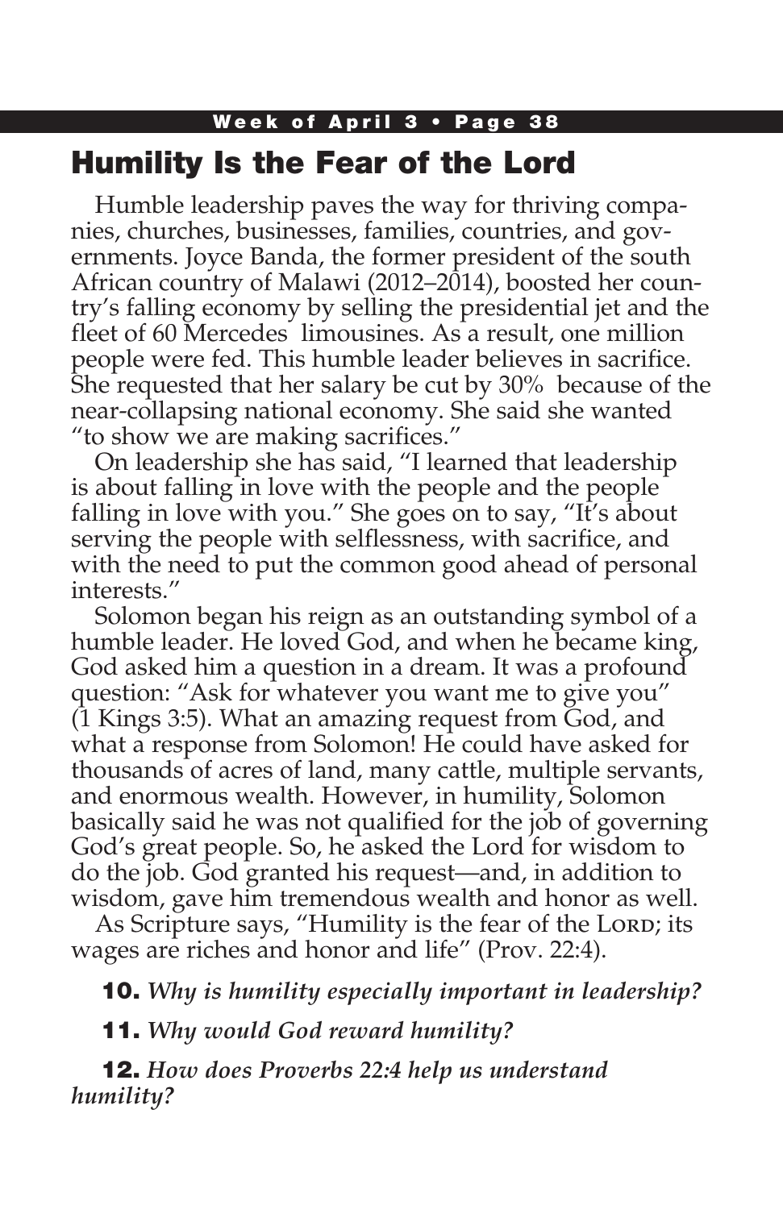## Humility Is the Fear of the Lord

Humble leadership paves the way for thriving companies, churches, businesses, families, countries, and governments. Joyce Banda, the former president of the south African country of Malawi (2012–2014), boosted her country's falling economy by selling the presidential jet and the fleet of 60 Mercedes limousines. As a result, one million people were fed. This humble leader believes in sacrifice. She requested that her salary be cut by 30% because of the near-collapsing national economy. She said she wanted "to show we are making sacrifices."

On leadership she has said, "I learned that leadership is about falling in love with the people and the people falling in love with you." She goes on to say, "It's about serving the people with selflessness, with sacrifice, and with the need to put the common good ahead of personal interests."

Solomon began his reign as an outstanding symbol of a humble leader. He loved God, and when he became king, God asked him a question in a dream. It was a profound question: "Ask for whatever you want me to give you" (1 Kings 3:5). What an amazing request from God, and what a response from Solomon! He could have asked for thousands of acres of land, many cattle, multiple servants, and enormous wealth. However, in humility, Solomon basically said he was not qualified for the job of governing God's great people. So, he asked the Lord for wisdom to do the job. God granted his request—and, in addition to wisdom, gave him tremendous wealth and honor as well.

As Scripture says, "Humility is the fear of the LORD; its wages are riches and honor and life" (Prov. 22:4).

**10.** ***Why is humility especially important in leadership?***

**11.** ***Why would God reward humility?***

**12.** ***How does Proverbs 22:4 help us understand humility?***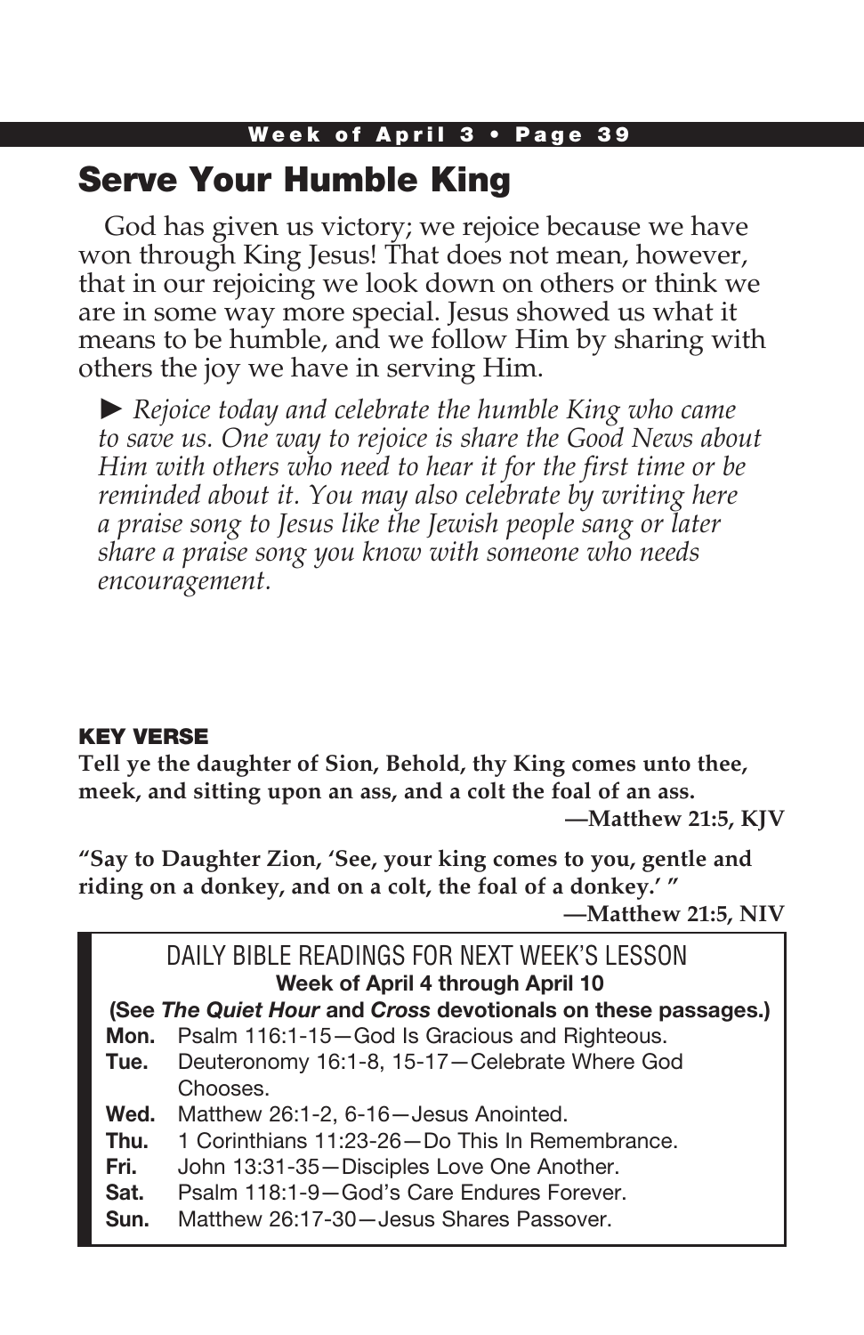# Serve Your Humble King

God has given us victory; we rejoice because we have won through King Jesus! That does not mean, however, that in our rejoicing we look down on others or think we are in some way more special. Jesus showed us what it means to be humble, and we follow Him by sharing with others the joy we have in serving Him.

► *Rejoice today and celebrate the humble King who came to save us. One way to rejoice is share the Good News about Him with others who need to hear it for the first time or be reminded about it. You may also celebrate by writing here a praise song to Jesus like the Jewish people sang or later share a praise song you know with someone who needs encouragement.*

### KEY VERSE

**Tell ye the daughter of Sion, Behold, thy King comes unto thee, meek, and sitting upon an ass, and a colt the foal of an ass.**

**—Matthew 21:5, KJV**

**"Say to Daughter Zion, 'See, your king comes to you, gentle and riding on a donkey, and on a colt, the foal of a donkey.' "**

**—Matthew 21:5, NIV**

## DAILY BIBLE READINGS FOR NEXT WEEK'S LESSON

**Week of April 4 through April 10**

**(See *The Quiet Hour* and *Cross* devotionals on these passages.)**

**Mon.** Psalm 116:1-15—God Is Gracious and Righteous.
**Tue.** Deuteronomy 16:1-8, 15-17—Celebrate Where God Chooses.
**Wed.** Matthew 26:1-2, 6-16—Jesus Anointed.
**Thu.** 1 Corinthians 11:23-26—Do This In Remembrance.
**Fri.** John 13:31-35—Disciples Love One Another.
**Sat.** Psalm 118:1-9—God's Care Endures Forever.
**Sun.** Matthew 26:17-30—Jesus Shares Passover.